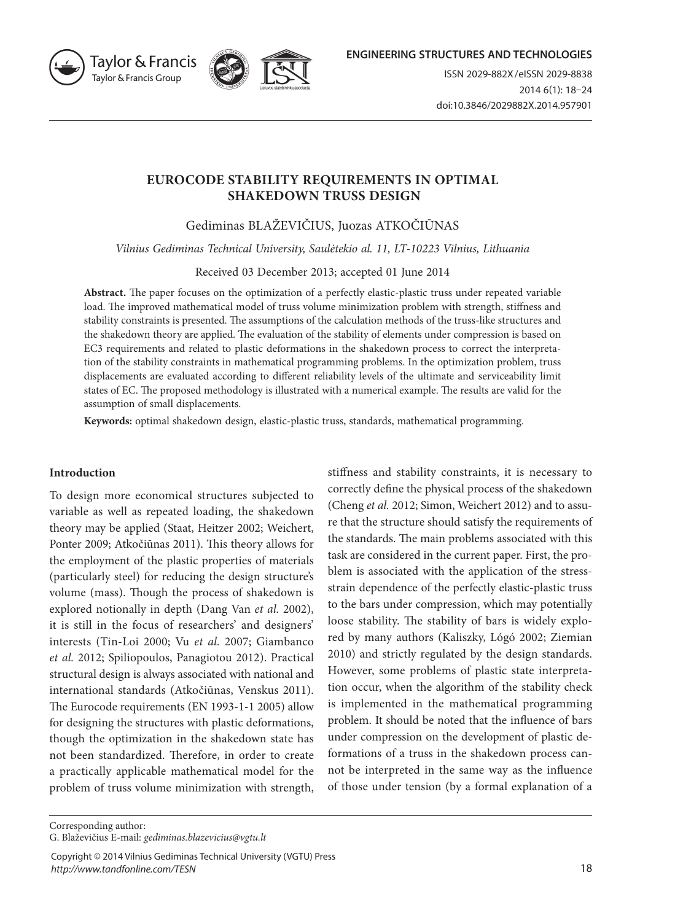# EUROCODE STABILITY REQUIREMENTS IN OPTIMAL SHAKEDOWN TRUSS DESIGN

Gediminas BLAŽEVIČIUS, Juozas ATKOČIŪNAS

*Vilnius Gediminas Technical University, Saulėtekio al. 11, LT-10223 Vilnius, Lithuania*

Received 03 December 2013; accepted 01 June 2014

**Abstract.** The paper focuses on the optimization of a perfectly elastic-plastic truss under repeated variable load. The improved mathematical model of truss volume minimization problem with strength, stiffness and stability constraints is presented. The assumptions of the calculation methods of the truss-like structures and the shakedown theory are applied. The evaluation of the stability of elements under compression is based on EC3 requirements and related to plastic deformations in the shakedown process to correct the interpretation of the stability constraints in mathematical programming problems. In the optimization problem, truss displacements are evaluated according to different reliability levels of the ultimate and serviceability limit states of EC. The proposed methodology is illustrated with a numerical example. The results are valid for the assumption of small displacements.

**Keywords:** optimal shakedown design, elastic-plastic truss, standards, mathematical programming.

## Introduction

To design more economical structures subjected to variable as well as repeated loading, the shakedown theory may be applied (Staat, Heitzer 2002; Weichert, Ponter 2009; Atkočiūnas 2011). This theory allows for the employment of the plastic properties of materials (particularly steel) for reducing the design structure's volume (mass). Though the process of shakedown is explored notionally in depth (Dang Van *et al.* 2002), it is still in the focus of researchers' and designers' interests (Tin-Loi 2000; Vu *et al.* 2007; Giambanco *et al.* 2012; Spiliopoulos, Panagiotou 2012). Practical structural design is always associated with national and international standards (Atkočiūnas, Venskus 2011). The Eurocode requirements (EN 1993-1-1 2005) allow for designing the structures with plastic deformations, though the optimization in the shakedown state has not been standardized. Therefore, in order to create a practically applicable mathematical model for the problem of truss volume minimization with strength, stiffness and stability constraints, it is necessary to correctly define the physical process of the shakedown (Cheng *et al.* 2012; Simon, Weichert 2012) and to assure that the structure should satisfy the requirements of the standards. The main problems associated with this task are considered in the current paper. First, the problem is associated with the application of the stress-strain dependence of the perfectly elastic-plastic truss to the bars under compression, which may potentially loose stability. The stability of bars is widely explored by many authors (Kaliszky, Lógó 2002; Ziemian 2010) and strictly regulated by the design standards. However, some problems of plastic state interpretation occur, when the algorithm of the stability check is implemented in the mathematical programming problem. It should be noted that the influence of bars under compression on the development of plastic deformations of a truss in the shakedown process cannot be interpreted in the same way as the influence of those under tension (by a formal explanation of a

Corresponding author:
G. Blaževičius E-mail: *gediminas.blazevicius@vgtu.lt*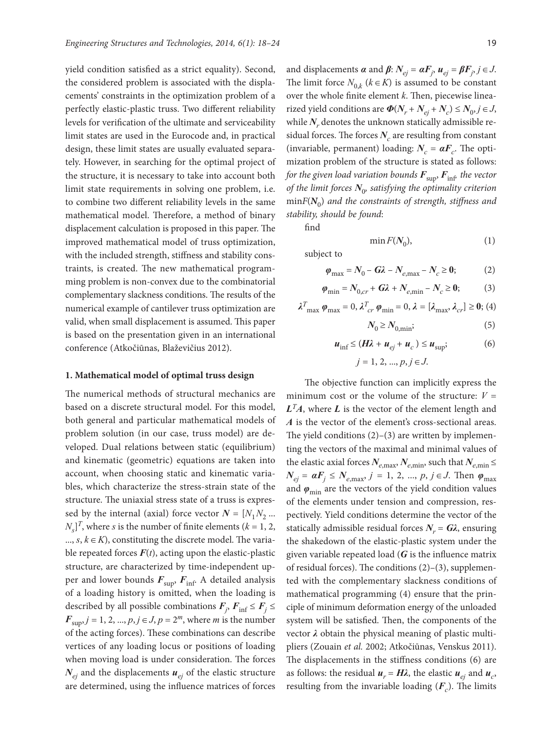yield condition satisfied as a strict equality). Second, the considered problem is associated with the displacements' constraints in the optimization problem of a perfectly elastic-plastic truss. Two different reliability levels for verification of the ultimate and serviceability limit states are used in the Eurocode and, in practical design, these limit states are usually evaluated separately. However, in searching for the optimal project of the structure, it is necessary to take into account both limit state requirements in solving one problem, i.e. to combine two different reliability levels in the same mathematical model. Therefore, a method of binary displacement calculation is proposed in this paper. The improved mathematical model of truss optimization, with the included strength, stiffness and stability constraints, is created. The new mathematical programming problem is non-convex due to the combinatorial complementary slackness conditions. The results of the numerical example of cantilever truss optimization are valid, when small displacement is assumed. This paper is based on the presentation given in an international conference (Atkočiūnas, Blaževičius 2012).

## 1. Mathematical model of optimal truss design

The numerical methods of structural mechanics are based on a discrete structural model. For this model, both general and particular mathematical models of problem solution (in our case, truss model) are developed. Dual relations between static (equilibrium) and kinematic (geometric) equations are taken into account, when choosing static and kinematic variables, which characterize the stress-strain state of the structure. The uniaxial stress state of a truss is expressed by the internal (axial) force vector $\boldsymbol{N} = [N_1 N_2 \ldots N_s]^T$, where $s$ is the number of finite elements ($k = 1, 2, \ldots, s, k \in K$), constituting the discrete model. The variable repeated forces $\boldsymbol{F}(t)$, acting upon the elastic-plastic structure, are characterized by time-independent upper and lower bounds $\boldsymbol{F}_{\sup}$, $\boldsymbol{F}_{\inf}$. A detailed analysis of a loading history is omitted, when the loading is described by all possible combinations $\boldsymbol{F}_j$, $\boldsymbol{F}_{\inf} \leq \boldsymbol{F}_j \leq \boldsymbol{F}_{\sup}$, $j = 1, 2, \ldots, p, j \in J$, $p = 2^m$, where $m$ is the number of the acting forces). These combinations can describe vertices of any loading locus or positions of loading when moving load is under consideration. The forces $\boldsymbol{N}_{ej}$ and the displacements $\boldsymbol{u}_{ej}$ of the elastic structure are determined, using the influence matrices of forces and displacements $\boldsymbol{\alpha}$ and $\boldsymbol{\beta}$: $\boldsymbol{N}_{ej} = \boldsymbol{\alpha F}_j$, $\boldsymbol{u}_{ej} = \boldsymbol{\beta F}_j$, $j \in J$. The limit force $N_{0,k}$ ($k \in K$) is assumed to be constant over the whole finite element $k$. Then, piecewise linearized yield conditions are $\boldsymbol{\Phi}(\boldsymbol{N}_r + \boldsymbol{N}_{ej} + \boldsymbol{N}_c) \leq \boldsymbol{N}_0$, $j \in J$, while $\boldsymbol{N}_r$ denotes the unknown statically admissible residual forces. The forces $\boldsymbol{N}_c$ are resulting from constant (invariable, permanent) loading: $\boldsymbol{N}_c = \boldsymbol{\alpha F}_c$. The optimization problem of the structure is stated as follows: *for the given load variation bounds* $\boldsymbol{F}_{\sup}$, $\boldsymbol{F}_{\inf}$, *the vector of the limit forces* $\boldsymbol{N}_0$, *satisfying the optimality criterion* $\min F(\boldsymbol{N}_0)$ *and the constraints of strength, stiffness and stability, should be found*:

find

$$\min F(\boldsymbol{N}_0), \tag{1}$$

subject to

$$\boldsymbol{\varphi}_{\max} = \boldsymbol{N}_0 - \boldsymbol{G\lambda} - \boldsymbol{N}_{e,\max} - \boldsymbol{N}_c \geq \boldsymbol{0}; \tag{2}$$

$$\boldsymbol{\varphi}_{\min} = \boldsymbol{N}_{0,cr} + \boldsymbol{G\lambda} + \boldsymbol{N}_{e,\min} - \boldsymbol{N}_c \geq \boldsymbol{0}; \tag{3}$$

$$\boldsymbol{\lambda}^T_{\max}\, \boldsymbol{\varphi}_{\max} = 0,\ \boldsymbol{\lambda}^T_{cr}\, \boldsymbol{\varphi}_{\min} = 0,\ \boldsymbol{\lambda} = [\boldsymbol{\lambda}_{\max}, \boldsymbol{\lambda}_{cr}] \geq \boldsymbol{0}; \tag{4}$$

$$\boldsymbol{N}_0 \geq \boldsymbol{N}_{0,\min}; \tag{5}$$

$$\boldsymbol{u}_{\inf} \leq (\boldsymbol{H\lambda} + \boldsymbol{u}_{ej} + \boldsymbol{u}_c) \leq \boldsymbol{u}_{\sup}; \tag{6}$$

$$j = 1, 2, \ldots, p, j \in J.$$

The objective function can implicitly express the minimum cost or the volume of the structure: $V = \boldsymbol{L}^T\boldsymbol{A}$, where $\boldsymbol{L}$ is the vector of the element length and $\boldsymbol{A}$ is the vector of the element's cross-sectional areas. The yield conditions (2)–(3) are written by implementing the vectors of the maximal and minimal values of the elastic axial forces $\boldsymbol{N}_{e,\max}$, $\boldsymbol{N}_{e,\min}$, such that $\boldsymbol{N}_{e,\min} \leq \boldsymbol{N}_{ej} = \boldsymbol{\alpha F}_j \leq \boldsymbol{N}_{e,\max}$, $j = 1, 2, \ldots, p, j \in J$. Then $\boldsymbol{\varphi}_{\max}$ and $\boldsymbol{\varphi}_{\min}$ are the vectors of the yield condition values of the elements under tension and compression, respectively. Yield conditions determine the vector of the statically admissible residual forces $\boldsymbol{N}_r = \boldsymbol{G\lambda}$, ensuring the shakedown of the elastic-plastic system under the given variable repeated load ($\boldsymbol{G}$ is the influence matrix of residual forces). The conditions (2)–(3), supplemented with the complementary slackness conditions of mathematical programming (4) ensure that the principle of minimum deformation energy of the unloaded system will be satisfied. Then, the components of the vector $\boldsymbol{\lambda}$ obtain the physical meaning of plastic multipliers (Zouain *et al.* 2002; Atkočiūnas, Venskus 2011). The displacements in the stiffness conditions (6) are as follows: the residual $\boldsymbol{u}_r = \boldsymbol{H\lambda}$, the elastic $\boldsymbol{u}_{ej}$ and $\boldsymbol{u}_c$, resulting from the invariable loading ($\boldsymbol{F}_c$). The limits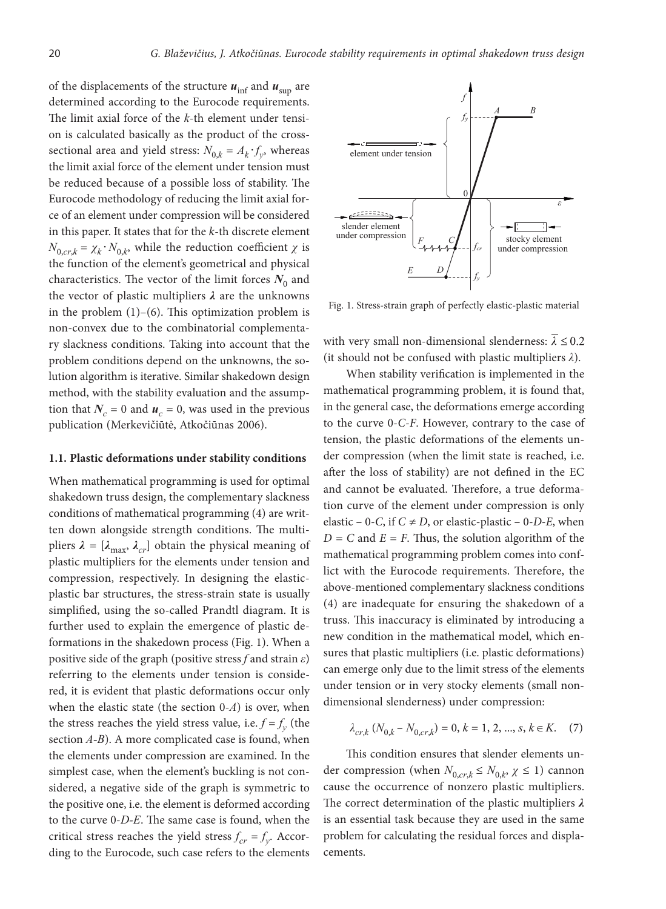of the displacements of the structure $\boldsymbol{u}_{\inf}$ and $\boldsymbol{u}_{\sup}$ are determined according to the Eurocode requirements. The limit axial force of the $k$-th element under tension is calculated basically as the product of the cross-sectional area and yield stress: $N_{0,k} = A_k \cdot f_y$, whereas the limit axial force of the element under tension must be reduced because of a possible loss of stability. The Eurocode methodology of reducing the limit axial force of an element under compression will be considered in this paper. It states that for the $k$-th discrete element $N_{0,cr,k} = \chi_k \cdot N_{0,k}$, while the reduction coefficient $\chi$ is the function of the element's geometrical and physical characteristics. The vector of the limit forces $\boldsymbol{N}_0$ and the vector of plastic multipliers $\boldsymbol{\lambda}$ are the unknowns in the problem (1)–(6). This optimization problem is non-convex due to the combinatorial complementary slackness conditions. Taking into account that the problem conditions depend on the unknowns, the solution algorithm is iterative. Similar shakedown design method, with the stability evaluation and the assumption that $\boldsymbol{N}_c = 0$ and $\boldsymbol{u}_c = 0$, was used in the previous publication (Merkevičiūtė, Atkočiūnas 2006).

### 1.1. Plastic deformations under stability conditions

When mathematical programming is used for optimal shakedown truss design, the complementary slackness conditions of mathematical programming (4) are written down alongside strength conditions. The multipliers $\boldsymbol{\lambda} = [\boldsymbol{\lambda}_{\max}, \boldsymbol{\lambda}_{cr}]$ obtain the physical meaning of plastic multipliers for the elements under tension and compression, respectively. In designing the elastic-plastic bar structures, the stress-strain state is usually simplified, using the so-called Prandtl diagram. It is further used to explain the emergence of plastic deformations in the shakedown process (Fig. 1). When a positive side of the graph (positive stress $f$ and strain $\varepsilon$) referring to the elements under tension is considered, it is evident that plastic deformations occur only when the elastic state (the section 0-$A$) is over, when the stress reaches the yield stress value, i.e. $f = f_y$ (the section $A$-$B$). A more complicated case is found, when the elements under compression are examined. In the simplest case, when the element's buckling is not considered, a negative side of the graph is symmetric to the positive one, i.e. the element is deformed according to the curve 0-$D$-$E$. The same case is found, when the critical stress reaches the yield stress $f_{cr} = f_y$. According to the Eurocode, such case refers to the elements with very small non-dimensional slenderness: $\bar{\lambda} \leq 0.2$ (it should not be confused with plastic multipliers $\lambda$).

Fig. 1. Stress-strain graph of perfectly elastic-plastic material

When stability verification is implemented in the mathematical programming problem, it is found that, in the general case, the deformations emerge according to the curve 0-$C$-$F$. However, contrary to the case of tension, the plastic deformations of the elements under compression (when the limit state is reached, i.e. after the loss of stability) are not defined in the EC and cannot be evaluated. Therefore, a true deformation curve of the element under compression is only elastic – 0-$C$, if $C \neq D$, or elastic-plastic – 0-$D$-$E$, when $D = C$ and $E = F$. Thus, the solution algorithm of the mathematical programming problem comes into conflict with the Eurocode requirements. Therefore, the above-mentioned complementary slackness conditions (4) are inadequate for ensuring the shakedown of a truss. This inaccuracy is eliminated by introducing a new condition in the mathematical model, which ensures that plastic multipliers (i.e. plastic deformations) can emerge only due to the limit stress of the elements under tension or in very stocky elements (small non-dimensional slenderness) under compression:

$$\lambda_{cr,k}\,(N_{0,k} - N_{0,cr,k}) = 0,\ k = 1, 2, ..., s,\ k \in K. \quad (7)$$

This condition ensures that slender elements under compression (when $N_{0,cr,k} \leq N_{0,k}$, $\chi \leq 1$) cannon cause the occurrence of nonzero plastic multipliers. The correct determination of the plastic multipliers $\boldsymbol{\lambda}$ is an essential task because they are used in the same problem for calculating the residual forces and displacements.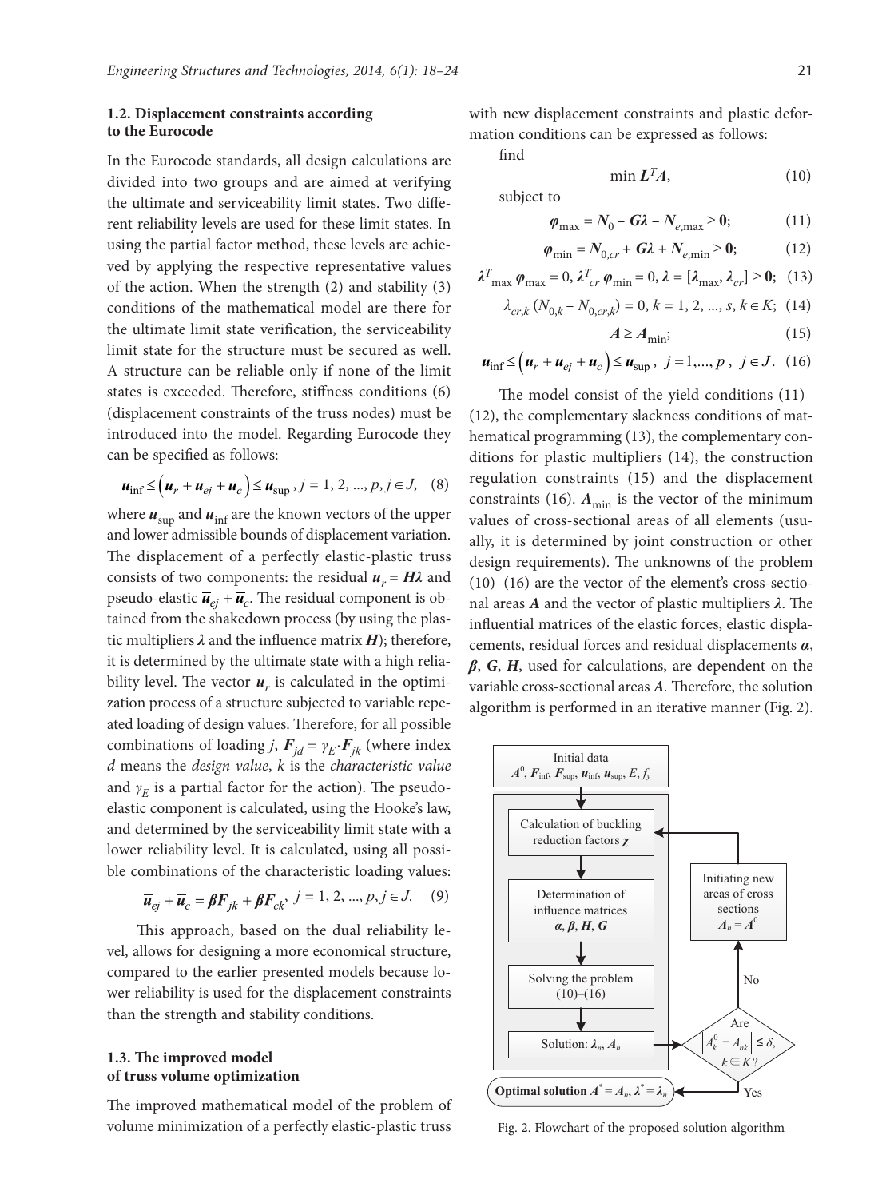### 1.2. Displacement constraints according to the Eurocode

In the Eurocode standards, all design calculations are divided into two groups and are aimed at verifying the ultimate and serviceability limit states. Two different reliability levels are used for these limit states. In using the partial factor method, these levels are achieved by applying the respective representative values of the action. When the strength (2) and stability (3) conditions of the mathematical model are there for the ultimate limit state verification, the serviceability limit state for the structure must be secured as well. A structure can be reliable only if none of the limit states is exceeded. Therefore, stiffness conditions (6) (displacement constraints of the truss nodes) must be introduced into the model. Regarding Eurocode they can be specified as follows:

$$\boldsymbol{u}_{\inf} \le \left(\boldsymbol{u}_r + \overline{\boldsymbol{u}}_{ej} + \overline{\boldsymbol{u}}_c\right) \le \boldsymbol{u}_{\sup},\ j = 1, 2, ..., p, j \in J, \quad (8)$$

where $\boldsymbol{u}_{\sup}$ and $\boldsymbol{u}_{\inf}$ are the known vectors of the upper and lower admissible bounds of displacement variation. The displacement of a perfectly elastic-plastic truss consists of two components: the residual $\boldsymbol{u}_r = \boldsymbol{H\lambda}$ and pseudo-elastic $\overline{\boldsymbol{u}}_{ej} + \overline{\boldsymbol{u}}_c$. The residual component is obtained from the shakedown process (by using the plastic multipliers $\boldsymbol{\lambda}$ and the influence matrix $\boldsymbol{H}$); therefore, it is determined by the ultimate state with a high reliability level. The vector $\boldsymbol{u}_r$ is calculated in the optimization process of a structure subjected to variable repeated loading of design values. Therefore, for all possible combinations of loading $j$, $\boldsymbol{F}_{jd} = \gamma_E \cdot \boldsymbol{F}_{jk}$ (where index $d$ means the *design value*, $k$ is the *characteristic value* and $\gamma_E$ is a partial factor for the action). The pseudo-elastic component is calculated, using the Hooke's law, and determined by the serviceability limit state with a lower reliability level. It is calculated, using all possible combinations of the characteristic loading values:

$$\overline{\boldsymbol{u}}_{ej} + \overline{\boldsymbol{u}}_c = \boldsymbol{\beta F}_{jk} + \boldsymbol{\beta F}_{ck},\ j = 1, 2, ..., p, j \in J. \quad (9)$$

This approach, based on the dual reliability level, allows for designing a more economical structure, compared to the earlier presented models because lower reliability is used for the displacement constraints than the strength and stability conditions.

### 1.3. The improved model of truss volume optimization

The improved mathematical model of the problem of volume minimization of a perfectly elastic-plastic truss with new displacement constraints and plastic deformation conditions can be expressed as follows:

find

$$\min \boldsymbol{L}^T\boldsymbol{A}, \quad (10)$$

subject to

$$\boldsymbol{\varphi}_{\max} = \boldsymbol{N}_0 - \boldsymbol{G\lambda} - \boldsymbol{N}_{e,\max} \ge \boldsymbol{0}; \quad (11)$$

$$\boldsymbol{\varphi}_{\min} = \boldsymbol{N}_{0,cr} + \boldsymbol{G\lambda} + \boldsymbol{N}_{e,\min} \ge \boldsymbol{0}; \quad (12)$$

$$\boldsymbol{\lambda}^T_{\max}\,\boldsymbol{\varphi}_{\max} = 0,\ \boldsymbol{\lambda}^T_{cr}\,\boldsymbol{\varphi}_{\min} = 0,\ \boldsymbol{\lambda} = [\boldsymbol{\lambda}_{\max}, \boldsymbol{\lambda}_{cr}] \ge \boldsymbol{0}; \quad (13)$$

$$\lambda_{cr,k}\,(N_{0,k} - N_{0,cr,k}) = 0,\ k = 1, 2, ..., s, k \in K; \quad (14)$$

$$\boldsymbol{A} \ge \boldsymbol{A}_{\min}; \quad (15)$$

$$\boldsymbol{u}_{\inf} \le \left(\boldsymbol{u}_r + \overline{\boldsymbol{u}}_{ej} + \overline{\boldsymbol{u}}_c\right) \le \boldsymbol{u}_{\sup},\ j = 1,...,p,\ j \in J. \quad (16)$$

The model consist of the yield conditions (11)–(12), the complementary slackness conditions of mathematical programming (13), the complementary conditions for plastic multipliers (14), the construction regulation constraints (15) and the displacement constraints (16). $\boldsymbol{A}_{\min}$ is the vector of the minimum values of cross-sectional areas of all elements (usually, it is determined by joint construction or other design requirements). The unknowns of the problem (10)–(16) are the vector of the element's cross-sectional areas $\boldsymbol{A}$ and the vector of plastic multipliers $\boldsymbol{\lambda}$. The influential matrices of the elastic forces, elastic displacements, residual forces and residual displacements $\boldsymbol{\alpha}$, $\boldsymbol{\beta}$, $\boldsymbol{G}$, $\boldsymbol{H}$, used for calculations, are dependent on the variable cross-sectional areas $\boldsymbol{A}$. Therefore, the solution algorithm is performed in an iterative manner (Fig. 2).

```
Initial data
A^0, F_inf, F_sup, u_inf, u_sup, E, f_y
        |
        v
Calculation of buckling reduction factors χ  <-----------------+
        |                                                      |
        v                                     Initiating new areas of cross sections
Determination of influence matrices                  A_n = A^0
α, β, H, G                                             ^
        |                                              | No
        v                                              |
Solving the problem (10)–(16)                          |
        |                                              |
        v                                              |
Solution: λ_n, A_n  ------------------->  Are |A^0_k − A_nk| ≤ δ, k ∈ K?
                                                       |
Optimal solution A* = A_n, λ* = λ_n  <----------------- Yes
```

Fig. 2. Flowchart of the proposed solution algorithm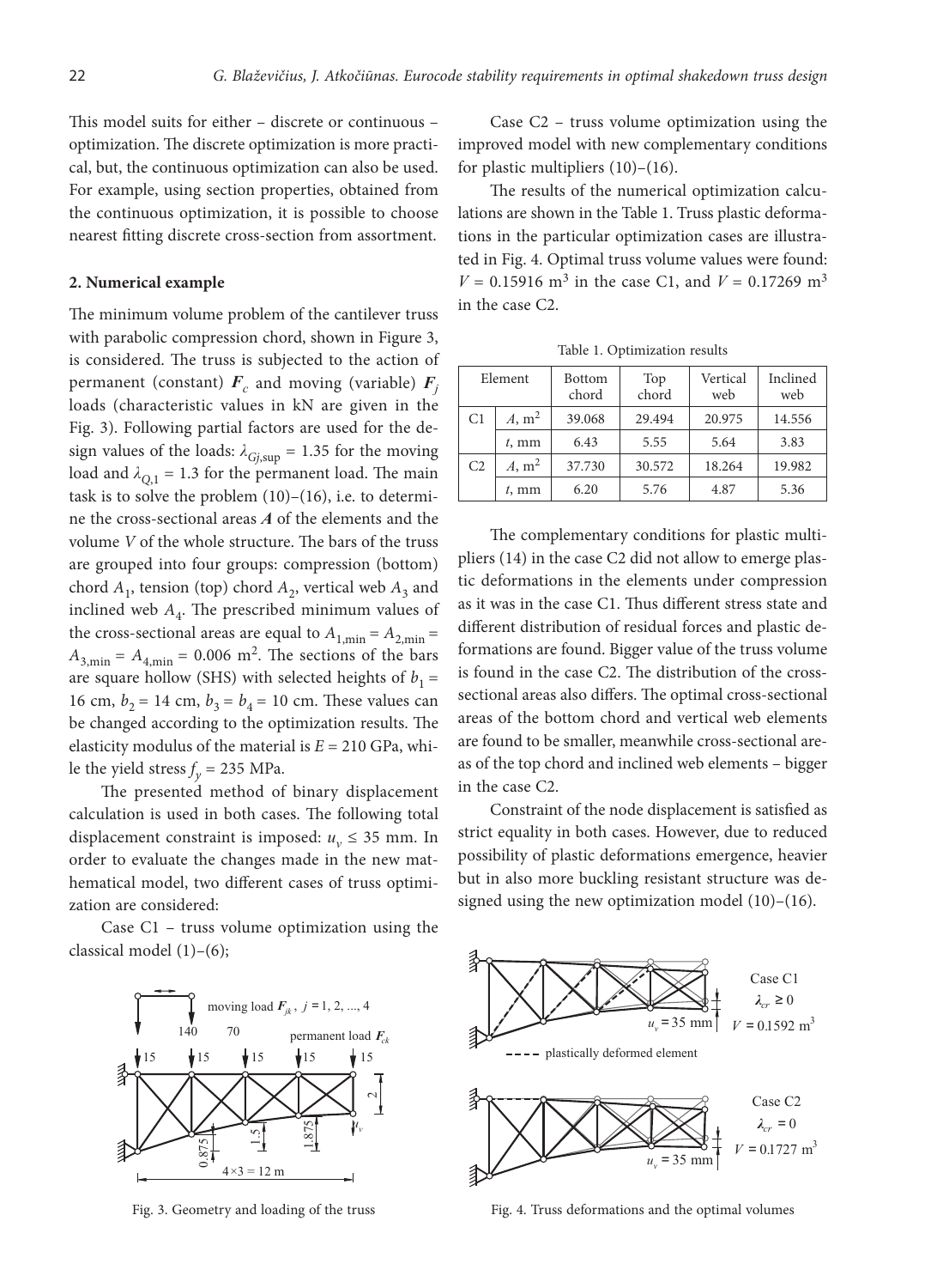This model suits for either – discrete or continuous – optimization. The discrete optimization is more practical, but, the continuous optimization can also be used. For example, using section properties, obtained from the continuous optimization, it is possible to choose nearest fitting discrete cross-section from assortment.

## 2. Numerical example

The minimum volume problem of the cantilever truss with parabolic compression chord, shown in Figure 3, is considered. The truss is subjected to the action of permanent (constant) $\boldsymbol{F}_c$ and moving (variable) $\boldsymbol{F}_j$ loads (characteristic values in kN are given in the Fig. 3). Following partial factors are used for the design values of the loads: $\lambda_{Gj,\text{sup}} = 1.35$ for the moving load and $\lambda_{Q,1} = 1.3$ for the permanent load. The main task is to solve the problem (10)–(16), i.e. to determine the cross-sectional areas $\boldsymbol{A}$ of the elements and the volume $V$ of the whole structure. The bars of the truss are grouped into four groups: compression (bottom) chord $A_1$, tension (top) chord $A_2$, vertical web $A_3$ and inclined web $A_4$. The prescribed minimum values of the cross-sectional areas are equal to $A_{1,\min} = A_{2,\min} = A_{3,\min} = A_{4,\min} = 0.006$ m$^2$. The sections of the bars are square hollow (SHS) with selected heights of $b_1 = 16$ cm, $b_2 = 14$ cm, $b_3 = b_4 = 10$ cm. These values can be changed according to the optimization results. The elasticity modulus of the material is $E = 210$ GPa, while the yield stress $f_y = 235$ MPa.

The presented method of binary displacement calculation is used in both cases. The following total displacement constraint is imposed: $u_v \leq 35$ mm. In order to evaluate the changes made in the new mathematical model, two different cases of truss optimization are considered:

Case C1 – truss volume optimization using the classical model (1)–(6);

Fig. 3. Geometry and loading of the truss

Case C2 – truss volume optimization using the improved model with new complementary conditions for plastic multipliers (10)–(16).

The results of the numerical optimization calculations are shown in the Table 1. Truss plastic deformations in the particular optimization cases are illustrated in Fig. 4. Optimal truss volume values were found: $V = 0.15916$ m$^3$ in the case C1, and $V = 0.17269$ m$^3$ in the case C2.

Table 1. Optimization results

| Element | | Bottom chord | Top chord | Vertical web | Inclined web |
|---|---|---|---|---|---|
| C1 | $A$, m$^2$ | 39.068 | 29.494 | 20.975 | 14.556 |
| | $t$, mm | 6.43 | 5.55 | 5.64 | 3.83 |
| C2 | $A$, m$^2$ | 37.730 | 30.572 | 18.264 | 19.982 |
| | $t$, mm | 6.20 | 5.76 | 4.87 | 5.36 |

The complementary conditions for plastic multipliers (14) in the case C2 did not allow to emerge plastic deformations in the elements under compression as it was in the case C1. Thus different stress state and different distribution of residual forces and plastic deformations are found. Bigger value of the truss volume is found in the case C2. The distribution of the cross-sectional areas also differs. The optimal cross-sectional areas of the bottom chord and vertical web elements are found to be smaller, meanwhile cross-sectional areas of the top chord and inclined web elements – bigger in the case C2.

Constraint of the node displacement is satisfied as strict equality in both cases. However, due to reduced possibility of plastic deformations emergence, heavier but in also more buckling resistant structure was designed using the new optimization model (10)–(16).

Fig. 4. Truss deformations and the optimal volumes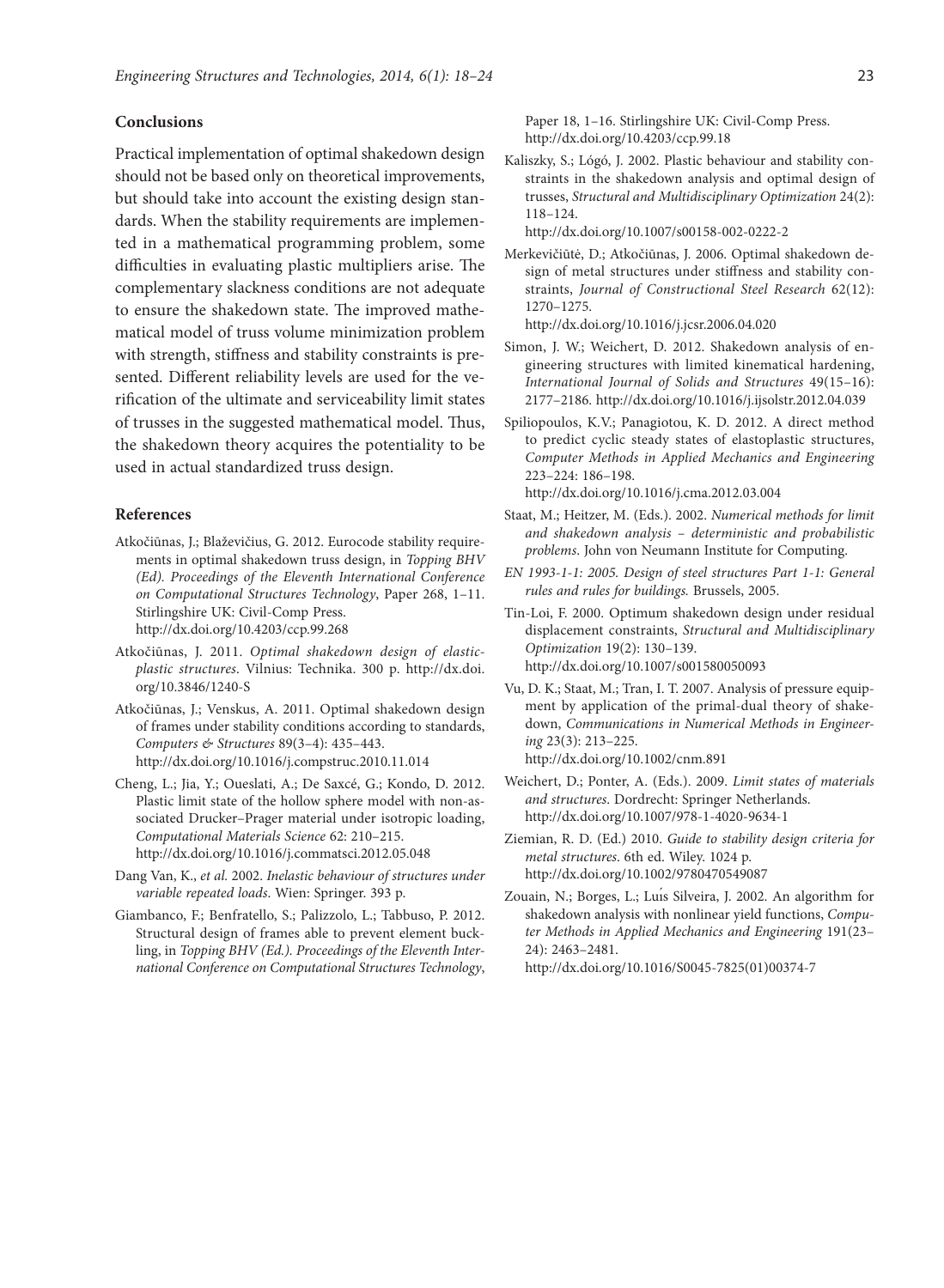## Conclusions

Practical implementation of optimal shakedown design should not be based only on theoretical improvements, but should take into account the existing design standards. When the stability requirements are implemented in a mathematical programming problem, some difficulties in evaluating plastic multipliers arise. The complementary slackness conditions are not adequate to ensure the shakedown state. The improved mathematical model of truss volume minimization problem with strength, stiffness and stability constraints is presented. Different reliability levels are used for the verification of the ultimate and serviceability limit states of trusses in the suggested mathematical model. Thus, the shakedown theory acquires the potentiality to be used in actual standardized truss design.

## References

Atkočiūnas, J.; Blaževičius, G. 2012. Eurocode stability requirements in optimal shakedown truss design, in *Topping BHV (Ed). Proceedings of the Eleventh International Conference on Computational Structures Technology*, Paper 268, 1–11. Stirlingshire UK: Civil-Comp Press. http://dx.doi.org/10.4203/ccp.99.268

Atkočiūnas, J. 2011. *Optimal shakedown design of elastic-plastic structures*. Vilnius: Technika. 300 p. http://dx.doi.org/10.3846/1240-S

Atkočiūnas, J.; Venskus, A. 2011. Optimal shakedown design of frames under stability conditions according to standards, *Computers & Structures* 89(3–4): 435–443. http://dx.doi.org/10.1016/j.compstruc.2010.11.014

Cheng, L.; Jia, Y.; Oueslati, A.; De Saxcé, G.; Kondo, D. 2012. Plastic limit state of the hollow sphere model with non-associated Drucker–Prager material under isotropic loading, *Computational Materials Science* 62: 210–215. http://dx.doi.org/10.1016/j.commatsci.2012.05.048

Dang Van, K., *et al.* 2002. *Inelastic behaviour of structures under variable repeated loads*. Wien: Springer. 393 p.

Giambanco, F.; Benfratello, S.; Palizzolo, L.; Tabbuso, P. 2012. Structural design of frames able to prevent element buckling, in *Topping BHV (Ed.). Proceedings of the Eleventh International Conference on Computational Structures Technology*, Paper 18, 1–16. Stirlingshire UK: Civil-Comp Press. http://dx.doi.org/10.4203/ccp.99.18

Kaliszky, S.; Lógó, J. 2002. Plastic behaviour and stability constraints in the shakedown analysis and optimal design of trusses, *Structural and Multidisciplinary Optimization* 24(2): 118–124. http://dx.doi.org/10.1007/s00158-002-0222-2

Merkevičiūtė, D.; Atkočiūnas, J. 2006. Optimal shakedown design of metal structures under stiffness and stability constraints, *Journal of Constructional Steel Research* 62(12): 1270–1275. http://dx.doi.org/10.1016/j.jcsr.2006.04.020

Simon, J. W.; Weichert, D. 2012. Shakedown analysis of engineering structures with limited kinematical hardening, *International Journal of Solids and Structures* 49(15–16): 2177–2186. http://dx.doi.org/10.1016/j.ijsolstr.2012.04.039

Spiliopoulos, K.V.; Panagiotou, K. D. 2012. A direct method to predict cyclic steady states of elastoplastic structures, *Computer Methods in Applied Mechanics and Engineering* 223–224: 186–198. http://dx.doi.org/10.1016/j.cma.2012.03.004

Staat, M.; Heitzer, M. (Eds.). 2002. *Numerical methods for limit and shakedown analysis – deterministic and probabilistic problems*. John von Neumann Institute for Computing.

*EN 1993-1-1: 2005. Design of steel structures Part 1-1: General rules and rules for buildings.* Brussels, 2005.

Tin-Loi, F. 2000. Optimum shakedown design under residual displacement constraints, *Structural and Multidisciplinary Optimization* 19(2): 130–139. http://dx.doi.org/10.1007/s001580050093

Vu, D. K.; Staat, M.; Tran, I. T. 2007. Analysis of pressure equipment by application of the primal-dual theory of shakedown, *Communications in Numerical Methods in Engineering* 23(3): 213–225. http://dx.doi.org/10.1002/cnm.891

Weichert, D.; Ponter, A. (Eds.). 2009. *Limit states of materials and structures*. Dordrecht: Springer Netherlands. http://dx.doi.org/10.1007/978-1-4020-9634-1

Ziemian, R. D. (Ed.) 2010. *Guide to stability design criteria for metal structures*. 6th ed. Wiley. 1024 p. http://dx.doi.org/10.1002/9780470549087

Zouain, N.; Borges, L.; Luís Silveira, J. 2002. An algorithm for shakedown analysis with nonlinear yield functions, *Computer Methods in Applied Mechanics and Engineering* 191(23–24): 2463–2481. http://dx.doi.org/10.1016/S0045-7825(01)00374-7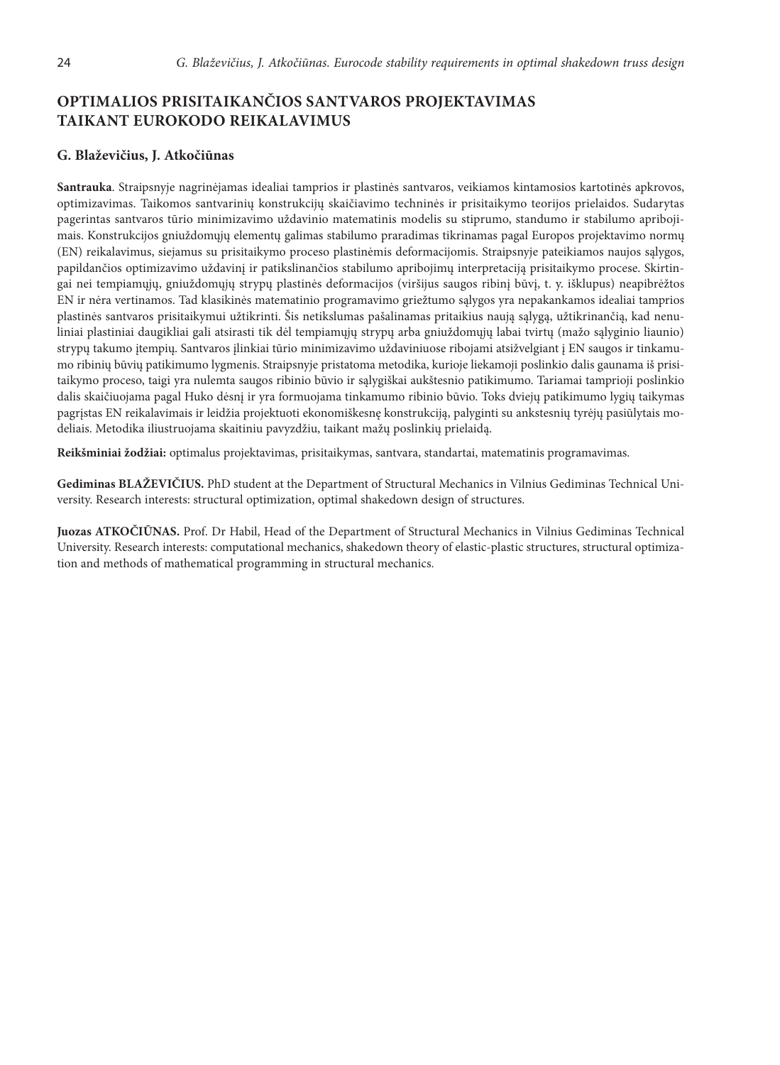## OPTIMALIOS PRISITAIKANČIOS SANTVAROS PROJEKTAVIMAS TAIKANT EUROKODO REIKALAVIMUS

### G. Blaževičius, J. Atkočiūnas

**Santrauka**. Straipsnyje nagrinėjamas idealiai tamprios ir plastinės santvaros, veikiamos kintamosios kartotinės apkrovos, optimizavimas. Taikomos santvarinių konstrukcijų skaičiavimo techninės ir prisitaikymo teorijos prielaidos. Sudarytas pagerintas santvaros tūrio minimizavimo uždavinio matematinis modelis su stiprumo, standumo ir stabilumo apribojimais. Konstrukcijos gniuždomųjų elementų galimas stabilumo praradimas tikrinamas pagal Europos projektavimo normų (EN) reikalavimus, siejamus su prisitaikymo proceso plastinėmis deformacijomis. Straipsnyje pateikiamos naujos sąlygos, papildančios optimizavimo uždavinį ir patikslinančios stabilumo apribojimų interpretaciją prisitaikymo procese. Skirtingai nei tempiamųjų, gniuždomųjų strypų plastinės deformacijos (viršijus saugos ribinį būvį, t. y. išklupus) neapibrėžtos EN ir nėra vertinamos. Tad klasikinės matematinio programavimo griežtumo sąlygos yra nepakankamos idealiai tamprios plastinės santvaros prisitaikymui užtikrinti. Šis netikslumas pašalinamas pritaikius naują sąlygą, užtikrinančią, kad nenuliniai plastiniai daugikliai gali atsirasti tik dėl tempiamųjų strypų arba gniuždomųjų labai tvirtų (mažo sąlyginio liaunio) strypų takumo įtempių. Santvaros įlinkiai tūrio minimizavimo uždaviniuose ribojami atsižvelgiant į EN saugos ir tinkamumo ribinių būvių patikimumo lygmenis. Straipsnyje pristatoma metodika, kurioje liekamoji poslinkio dalis gaunama iš prisitaikymo proceso, taigi yra nulemta saugos ribinio būvio ir sąlygiškai aukštesnio patikimumo. Tariamai tamprioji poslinkio dalis skaičiuojama pagal Huko dėsnį ir yra formuojama tinkamumo ribinio būvio. Toks dviejų patikimumo lygių taikymas pagrįstas EN reikalavimais ir leidžia projektuoti ekonomiškesnę konstrukciją, palyginti su ankstesnių tyrėjų pasiūlytais modeliais. Metodika iliustruojama skaitiniu pavyzdžiu, taikant mažų poslinkių prielaidą.

**Reikšminiai žodžiai:** optimalus projektavimas, prisitaikymas, santvara, standartai, matematinis programavimas.

**Gediminas BLAŽEVIČIUS.** PhD student at the Department of Structural Mechanics in Vilnius Gediminas Technical University. Research interests: structural optimization, optimal shakedown design of structures.

**Juozas ATKOČIŪNAS.** Prof. Dr Habil, Head of the Department of Structural Mechanics in Vilnius Gediminas Technical University. Research interests: computational mechanics, shakedown theory of elastic-plastic structures, structural optimization and methods of mathematical programming in structural mechanics.